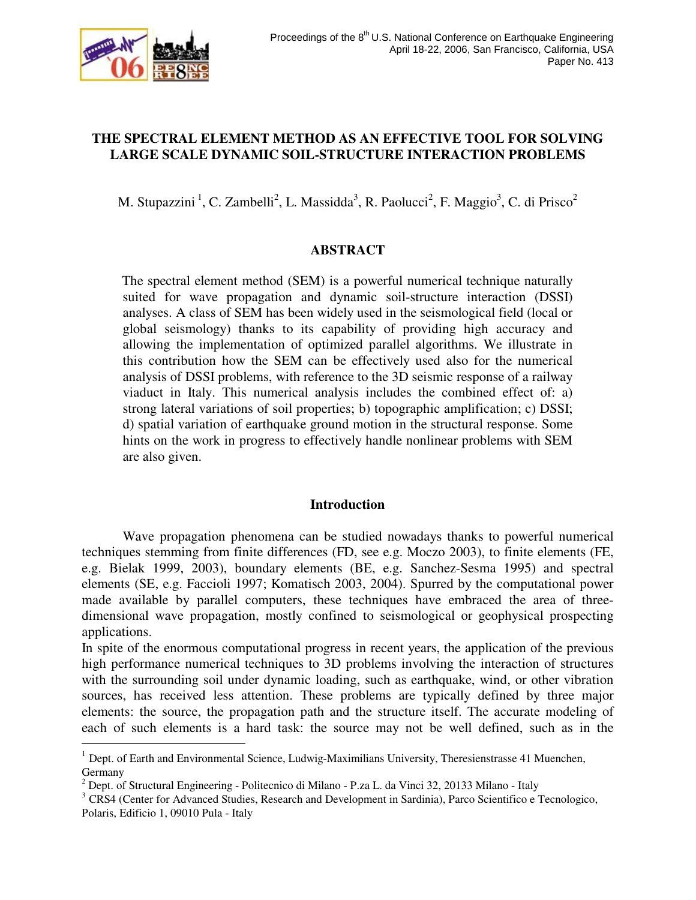# THE SPECTRAL ELEMENT METHOD AS AN EFFECTIVE TOOL FOR SOLVING LARGE SCALE DYNAMIC SOIL-STRUCTURE INTERACTION PROBLEMS

M. Stupazzini [1], C. Zambelli[2], L. Massidda[3], R. Paolucci[2], F. Maggio[3], C. di Prisco[2]

## ABSTRACT

The spectral element method (SEM) is a powerful numerical technique naturally suited for wave propagation and dynamic soil-structure interaction (DSSI) analyses. A class of SEM has been widely used in the seismological field (local or global seismology) thanks to its capability of providing high accuracy and allowing the implementation of optimized parallel algorithms. We illustrate in this contribution how the SEM can be effectively used also for the numerical analysis of DSSI problems, with reference to the 3D seismic response of a railway viaduct in Italy. This numerical analysis includes the combined effect of: a) strong lateral variations of soil properties; b) topographic amplification; c) DSSI; d) spatial variation of earthquake ground motion in the structural response. Some hints on the work in progress to effectively handle nonlinear problems with SEM are also given.

## Introduction

Wave propagation phenomena can be studied nowadays thanks to powerful numerical techniques stemming from finite differences (FD, see e.g. Moczo 2003), to finite elements (FE, e.g. Bielak 1999, 2003), boundary elements (BE, e.g. Sanchez-Sesma 1995) and spectral elements (SE, e.g. Faccioli 1997; Komatisch 2003, 2004). Spurred by the computational power made available by parallel computers, these techniques have embraced the area of three-dimensional wave propagation, mostly confined to seismological or geophysical prospecting applications.

In spite of the enormous computational progress in recent years, the application of the previous high performance numerical techniques to 3D problems involving the interaction of structures with the surrounding soil under dynamic loading, such as earthquake, wind, or other vibration sources, has received less attention. These problems are typically defined by three major elements: the source, the propagation path and the structure itself. The accurate modeling of each of such elements is a hard task: the source may not be well defined, such as in the

---

[1] Dept. of Earth and Environmental Science, Ludwig-Maximilians University, Theresienstrasse 41 Muenchen, Germany

[2] Dept. of Structural Engineering - Politecnico di Milano - P.za L. da Vinci 32, 20133 Milano - Italy

[3] CRS4 (Center for Advanced Studies, Research and Development in Sardinia), Parco Scientifico e Tecnologico, Polaris, Edificio 1, 09010 Pula - Italy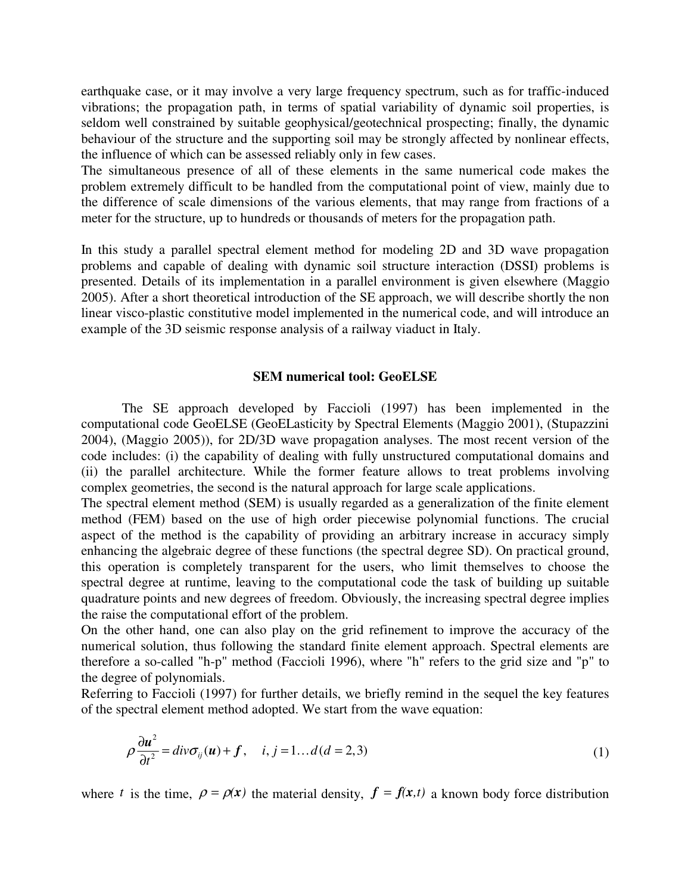earthquake case, or it may involve a very large frequency spectrum, such as for traffic-induced vibrations; the propagation path, in terms of spatial variability of dynamic soil properties, is seldom well constrained by suitable geophysical/geotechnical prospecting; finally, the dynamic behaviour of the structure and the supporting soil may be strongly affected by nonlinear effects, the influence of which can be assessed reliably only in few cases.
The simultaneous presence of all of these elements in the same numerical code makes the problem extremely difficult to be handled from the computational point of view, mainly due to the difference of scale dimensions of the various elements, that may range from fractions of a meter for the structure, up to hundreds or thousands of meters for the propagation path.

In this study a parallel spectral element method for modeling 2D and 3D wave propagation problems and capable of dealing with dynamic soil structure interaction (DSSI) problems is presented. Details of its implementation in a parallel environment is given elsewhere (Maggio 2005). After a short theoretical introduction of the SE approach, we will describe shortly the non linear visco-plastic constitutive model implemented in the numerical code, and will introduce an example of the 3D seismic response analysis of a railway viaduct in Italy.

## SEM numerical tool: GeoELSE

The SE approach developed by Faccioli (1997) has been implemented in the computational code GeoELSE (GeoELasticity by Spectral Elements (Maggio 2001), (Stupazzini 2004), (Maggio 2005)), for 2D/3D wave propagation analyses. The most recent version of the code includes: (i) the capability of dealing with fully unstructured computational domains and (ii) the parallel architecture. While the former feature allows to treat problems involving complex geometries, the second is the natural approach for large scale applications.
The spectral element method (SEM) is usually regarded as a generalization of the finite element method (FEM) based on the use of high order piecewise polynomial functions. The crucial aspect of the method is the capability of providing an arbitrary increase in accuracy simply enhancing the algebraic degree of these functions (the spectral degree SD). On practical ground, this operation is completely transparent for the users, who limit themselves to choose the spectral degree at runtime, leaving to the computational code the task of building up suitable quadrature points and new degrees of freedom. Obviously, the increasing spectral degree implies the raise the computational effort of the problem.
On the other hand, one can also play on the grid refinement to improve the accuracy of the numerical solution, thus following the standard finite element approach. Spectral elements are therefore a so-called "h-p" method (Faccioli 1996), where "h" refers to the grid size and "p" to the degree of polynomials.
Referring to Faccioli (1997) for further details, we briefly remind in the sequel the key features of the spectral element method adopted. We start from the wave equation:

$$\rho \frac{\partial \boldsymbol{u}^2}{\partial t^2} = div\sigma_{ij}(\boldsymbol{u}) + \boldsymbol{f}, \quad i, j = 1 \ldots d \, (d = 2,3) \tag{1}$$

where $t$ is the time, $\rho = \rho(\boldsymbol{x})$ the material density, $\boldsymbol{f} = \boldsymbol{f}(\boldsymbol{x},t)$ a known body force distribution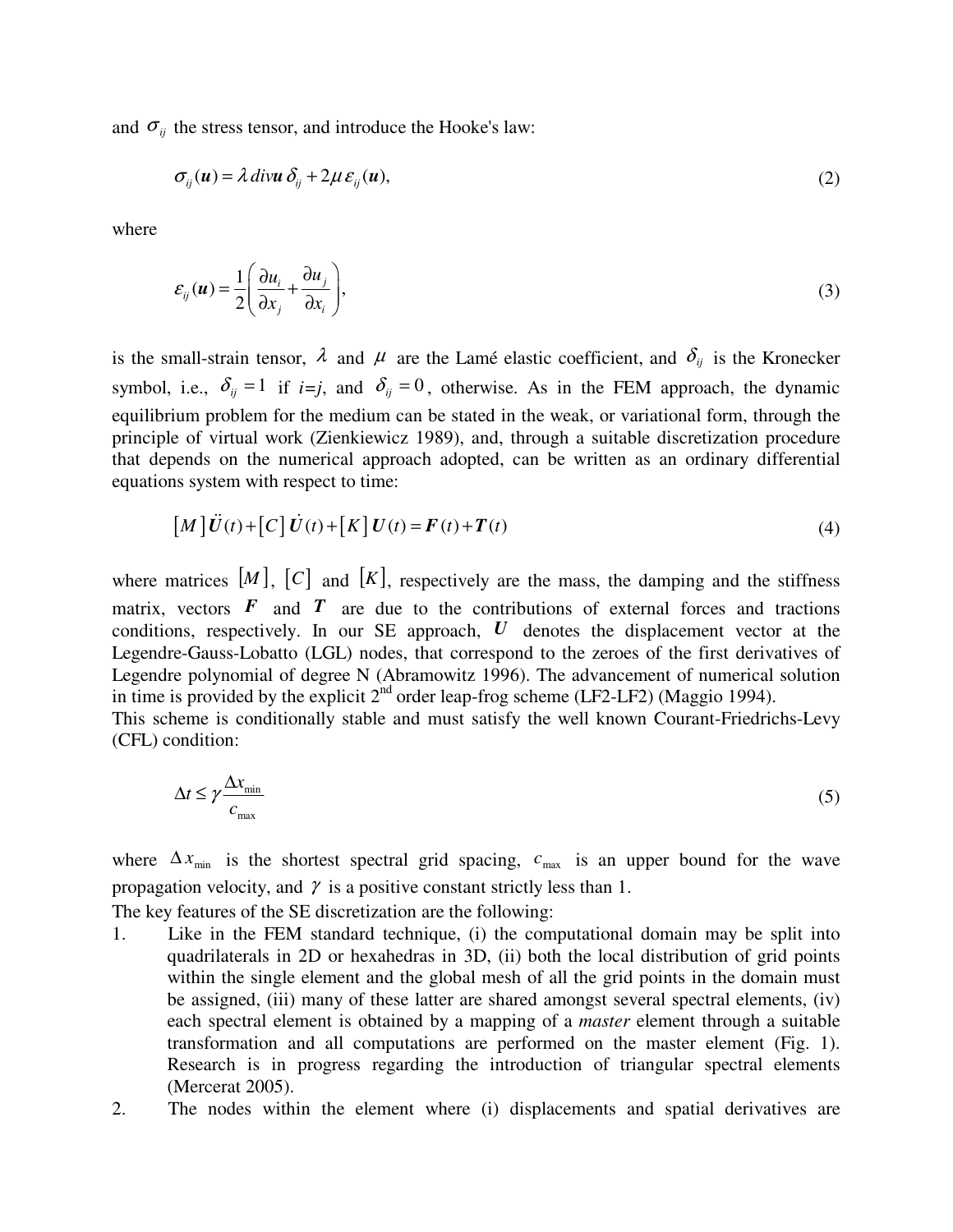and $\sigma_{ij}$ the stress tensor, and introduce the Hooke's law:

$$\sigma_{ij}(\boldsymbol{u}) = \lambda \, div\boldsymbol{u} \, \delta_{ij} + 2\mu \, \varepsilon_{ij}(\boldsymbol{u}), \tag{2}$$

where

$$\varepsilon_{ij}(\boldsymbol{u}) = \frac{1}{2}\left(\frac{\partial u_i}{\partial x_j} + \frac{\partial u_j}{\partial x_i}\right), \tag{3}$$

is the small-strain tensor, $\lambda$ and $\mu$ are the Lamé elastic coefficient, and $\delta_{ij}$ is the Kronecker symbol, i.e., $\delta_{ij} = 1$ if $i$=$j$, and $\delta_{ij} = 0$, otherwise. As in the FEM approach, the dynamic equilibrium problem for the medium can be stated in the weak, or variational form, through the principle of virtual work (Zienkiewicz 1989), and, through a suitable discretization procedure that depends on the numerical approach adopted, can be written as an ordinary differential equations system with respect to time:

$$\left[M\right]\ddot{\boldsymbol{U}}(t) + \left[C\right]\dot{\boldsymbol{U}}(t) + \left[K\right]\boldsymbol{U}(t) = \boldsymbol{F}(t) + \boldsymbol{T}(t) \tag{4}$$

where matrices $[M]$, $[C]$ and $[K]$, respectively are the mass, the damping and the stiffness matrix, vectors $\boldsymbol{F}$ and $\boldsymbol{T}$ are due to the contributions of external forces and tractions conditions, respectively. In our SE approach, $\boldsymbol{U}$ denotes the displacement vector at the Legendre-Gauss-Lobatto (LGL) nodes, that correspond to the zeroes of the first derivatives of Legendre polynomial of degree N (Abramowitz 1996). The advancement of numerical solution in time is provided by the explicit 2nd order leap-frog scheme (LF2-LF2) (Maggio 1994).
This scheme is conditionally stable and must satisfy the well known Courant-Friedrichs-Levy (CFL) condition:

$$\Delta t \le \gamma \frac{\Delta x_{\min}}{c_{\max}} \tag{5}$$

where $\Delta x_{\min}$ is the shortest spectral grid spacing, $c_{\max}$ is an upper bound for the wave propagation velocity, and $\gamma$ is a positive constant strictly less than 1.
The key features of the SE discretization are the following:

1. Like in the FEM standard technique, (i) the computational domain may be split into quadrilaterals in 2D or hexahedras in 3D, (ii) both the local distribution of grid points within the single element and the global mesh of all the grid points in the domain must be assigned, (iii) many of these latter are shared amongst several spectral elements, (iv) each spectral element is obtained by a mapping of a *master* element through a suitable transformation and all computations are performed on the master element (Fig. 1). Research is in progress regarding the introduction of triangular spectral elements (Mercerat 2005).
2. The nodes within the element where (i) displacements and spatial derivatives are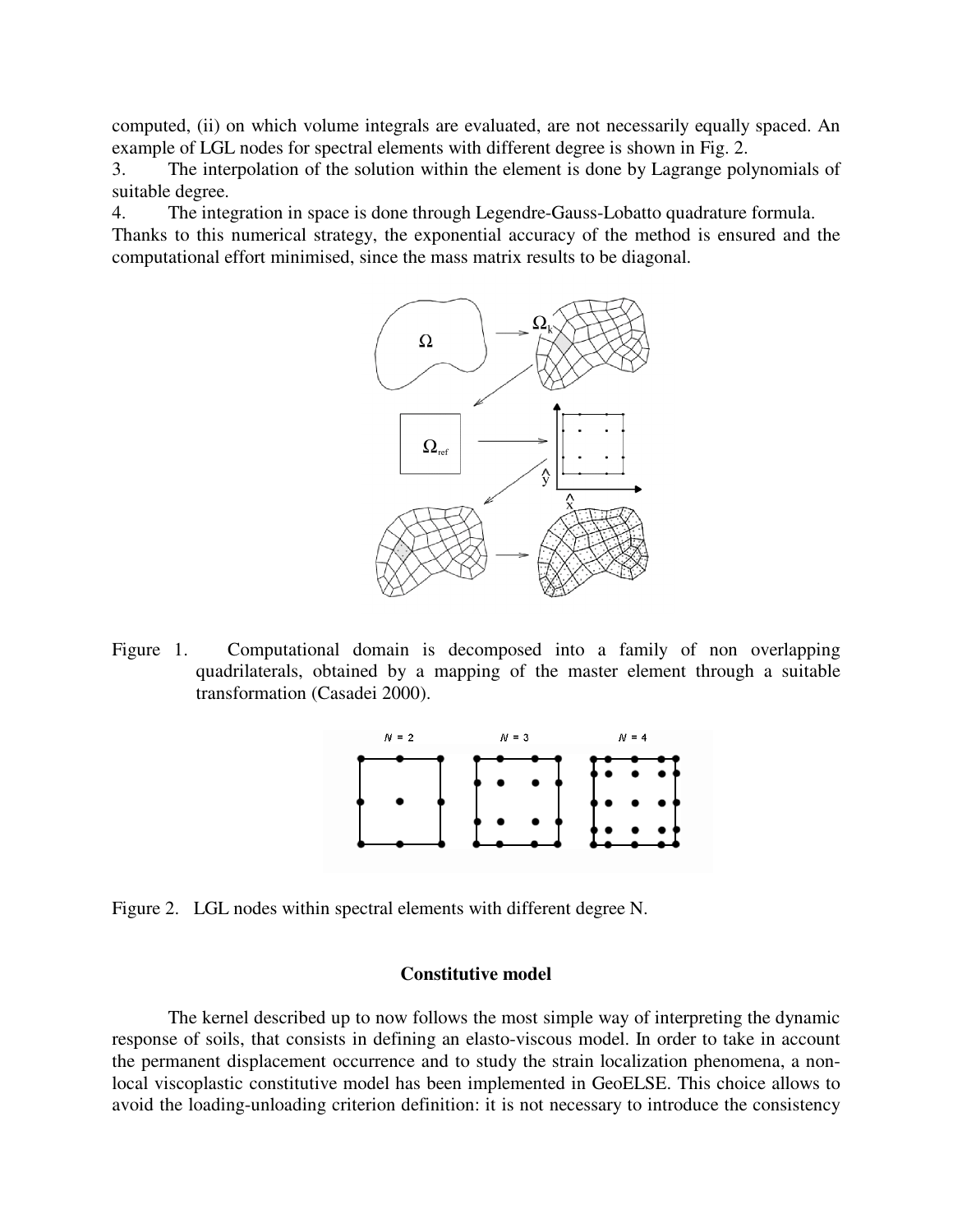computed, (ii) on which volume integrals are evaluated, are not necessarily equally spaced. An example of LGL nodes for spectral elements with different degree is shown in Fig. 2.

3. The interpolation of the solution within the element is done by Lagrange polynomials of suitable degree.
4. The integration in space is done through Legendre-Gauss-Lobatto quadrature formula.

Thanks to this numerical strategy, the exponential accuracy of the method is ensured and the computational effort minimised, since the mass matrix results to be diagonal.

Figure 1. Computational domain is decomposed into a family of non overlapping quadrilaterals, obtained by a mapping of the master element through a suitable transformation (Casadei 2000).

Figure 2. LGL nodes within spectral elements with different degree N.

## Constitutive model

The kernel described up to now follows the most simple way of interpreting the dynamic response of soils, that consists in defining an elasto-viscous model. In order to take in account the permanent displacement occurrence and to study the strain localization phenomena, a non-local viscoplastic constitutive model has been implemented in GeoELSE. This choice allows to avoid the loading-unloading criterion definition: it is not necessary to introduce the consistency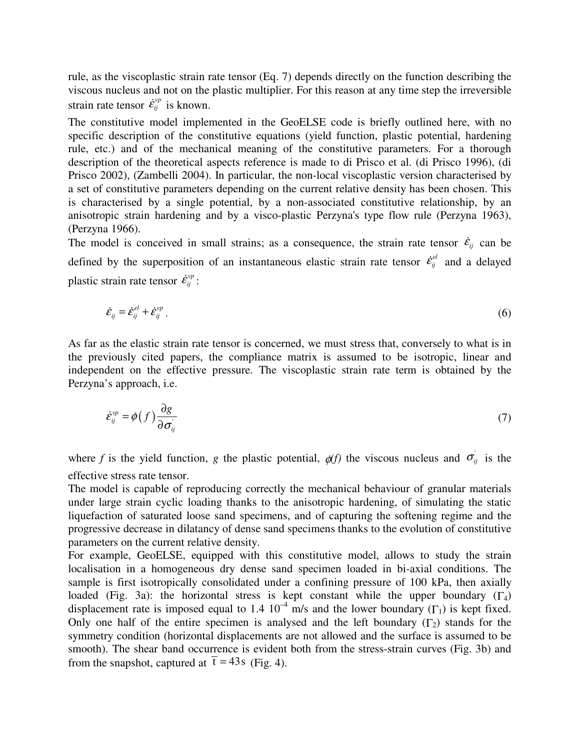rule, as the viscoplastic strain rate tensor (Eq. 7) depends directly on the function describing the viscous nucleus and not on the plastic multiplier. For this reason at any time step the irreversible strain rate tensor $\dot{\varepsilon}_{ij}^{vp}$ is known.

The constitutive model implemented in the GeoELSE code is briefly outlined here, with no specific description of the constitutive equations (yield function, plastic potential, hardening rule, etc.) and of the mechanical meaning of the constitutive parameters. For a thorough description of the theoretical aspects reference is made to di Prisco et al. (di Prisco 1996), (di Prisco 2002), (Zambelli 2004). In particular, the non-local viscoplastic version characterised by a set of constitutive parameters depending on the current relative density has been chosen. This is characterised by a single potential, by a non-associated constitutive relationship, by an anisotropic strain hardening and by a visco-plastic Perzyna's type flow rule (Perzyna 1963), (Perzyna 1966).

The model is conceived in small strains; as a consequence, the strain rate tensor $\dot{\varepsilon}_{ij}$ can be defined by the superposition of an instantaneous elastic strain rate tensor $\dot{\varepsilon}_{ij}^{el}$ and a delayed plastic strain rate tensor $\dot{\varepsilon}_{ij}^{vp}$:

$$\dot{\varepsilon}_{ij} = \dot{\varepsilon}_{ij}^{el} + \dot{\varepsilon}_{ij}^{vp} . \tag{6}$$

As far as the elastic strain rate tensor is concerned, we must stress that, conversely to what is in the previously cited papers, the compliance matrix is assumed to be isotropic, linear and independent on the effective pressure. The viscoplastic strain rate term is obtained by the Perzyna's approach, i.e.

$$\dot{\varepsilon}_{ij}^{vp} = \phi(f)\frac{\partial g}{\partial \sigma_{ij}^{'}} \tag{7}$$

where $f$ is the yield function, $g$ the plastic potential, $\phi(f)$ the viscous nucleus and $\sigma_{ij}^{'}$ is the effective stress rate tensor.

The model is capable of reproducing correctly the mechanical behaviour of granular materials under large strain cyclic loading thanks to the anisotropic hardening, of simulating the static liquefaction of saturated loose sand specimens, and of capturing the softening regime and the progressive decrease in dilatancy of dense sand specimens thanks to the evolution of constitutive parameters on the current relative density.

For example, GeoELSE, equipped with this constitutive model, allows to study the strain localisation in a homogeneous dry dense sand specimen loaded in bi-axial conditions. The sample is first isotropically consolidated under a confining pressure of 100 kPa, then axially loaded (Fig. 3a): the horizontal stress is kept constant while the upper boundary ($\Gamma_4$) displacement rate is imposed equal to 1.4 $10^{-4}$ m/s and the lower boundary ($\Gamma_1$) is kept fixed. Only one half of the entire specimen is analysed and the left boundary ($\Gamma_2$) stands for the symmetry condition (horizontal displacements are not allowed and the surface is assumed to be smooth). The shear band occurrence is evident both from the stress-strain curves (Fig. 3b) and from the snapshot, captured at $\overline{t} = 43\,\mathrm{s}$ (Fig. 4).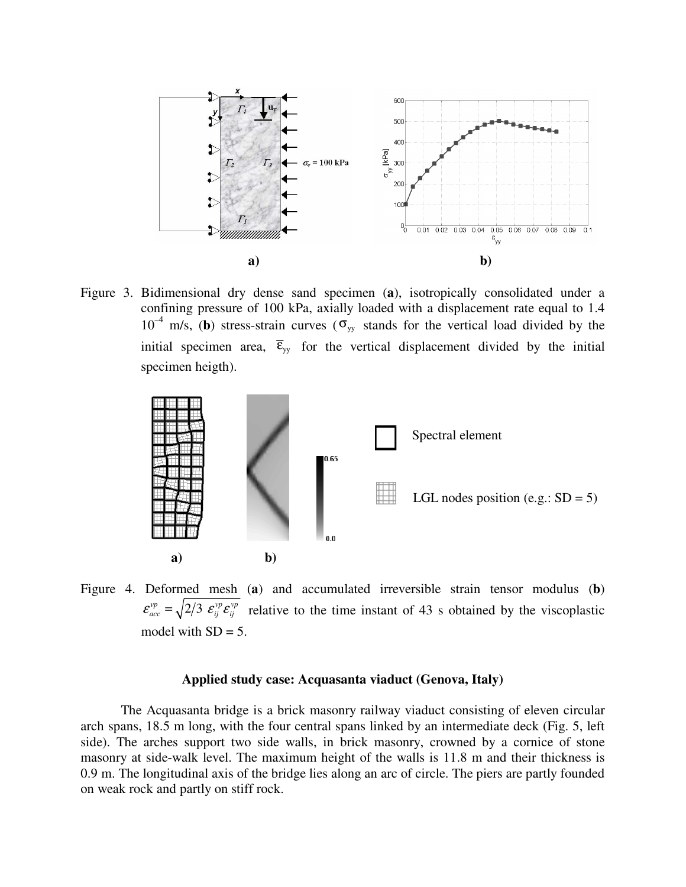Figure 3. Bidimensional dry dense sand specimen (**a**), isotropically consolidated under a confining pressure of 100 kPa, axially loaded with a displacement rate equal to 1.4 $10^{-4}$ m/s, (**b**) stress-strain curves ($\sigma_{yy}$ stands for the vertical load divided by the initial specimen area, $\overline{\varepsilon}_{yy}$ for the vertical displacement divided by the initial specimen heigth).

Figure 4. Deformed mesh (**a**) and accumulated irreversible strain tensor modulus (**b**) $\varepsilon_{acc}^{vp} = \sqrt{2/3\ \varepsilon_{ij}^{vp} \varepsilon_{ij}^{vp}}$ relative to the time instant of 43 s obtained by the viscoplastic model with SD = 5.

### Applied study case: Acquasanta viaduct (Genova, Italy)

The Acquasanta bridge is a brick masonry railway viaduct consisting of eleven circular arch spans, 18.5 m long, with the four central spans linked by an intermediate deck (Fig. 5, left side). The arches support two side walls, in brick masonry, crowned by a cornice of stone masonry at side-walk level. The maximum height of the walls is 11.8 m and their thickness is 0.9 m. The longitudinal axis of the bridge lies along an arc of circle. The piers are partly founded on weak rock and partly on stiff rock.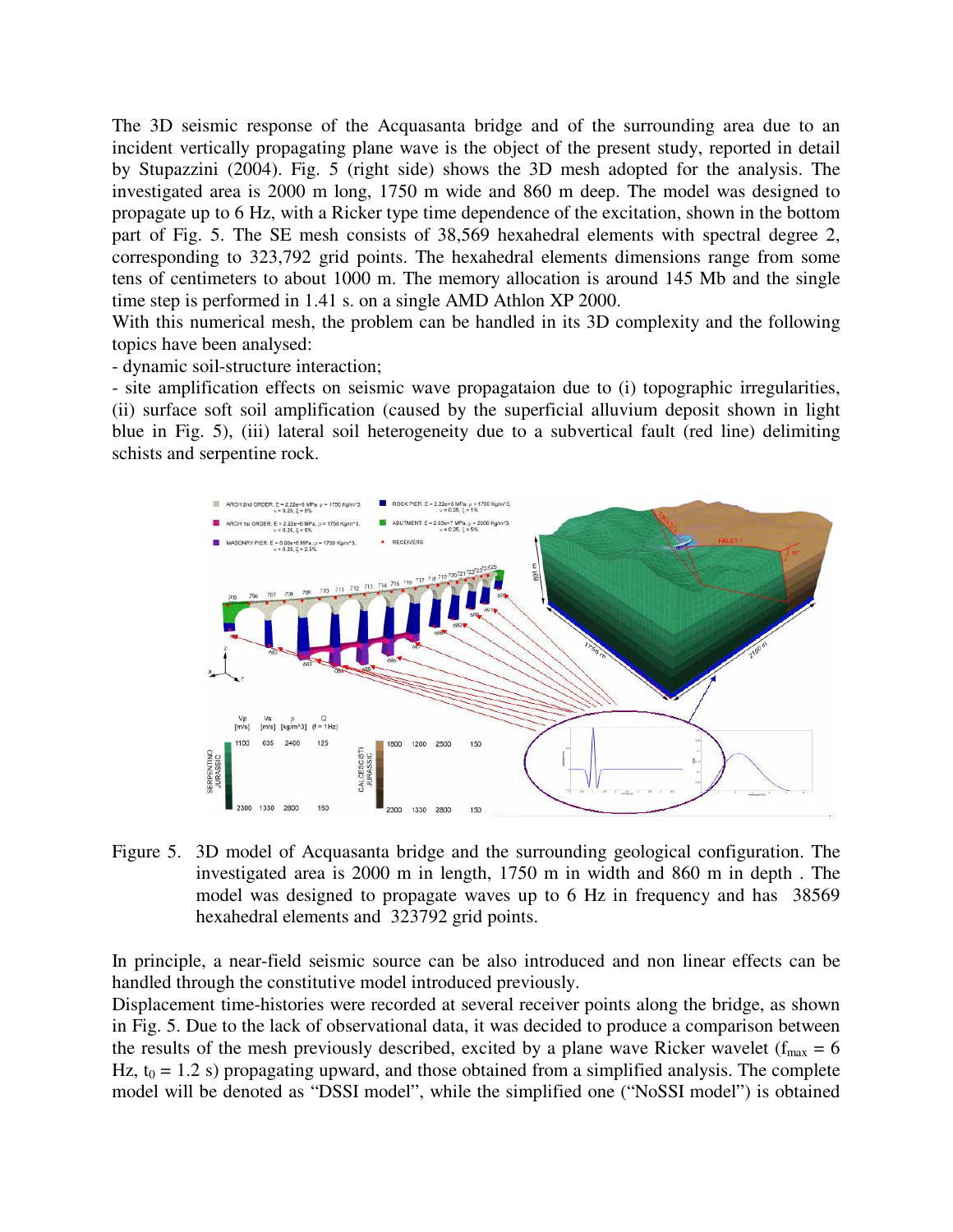The 3D seismic response of the Acquasanta bridge and of the surrounding area due to an incident vertically propagating plane wave is the object of the present study, reported in detail by Stupazzini (2004). Fig. 5 (right side) shows the 3D mesh adopted for the analysis. The investigated area is 2000 m long, 1750 m wide and 860 m deep. The model was designed to propagate up to 6 Hz, with a Ricker type time dependence of the excitation, shown in the bottom part of Fig. 5. The SE mesh consists of 38,569 hexahedral elements with spectral degree 2, corresponding to 323,792 grid points. The hexahedral elements dimensions range from some tens of centimeters to about 1000 m. The memory allocation is around 145 Mb and the single time step is performed in 1.41 s. on a single AMD Athlon XP 2000.

With this numerical mesh, the problem can be handled in its 3D complexity and the following topics have been analysed:

- dynamic soil-structure interaction;
- site amplification effects on seismic wave propagataion due to (i) topographic irregularities, (ii) surface soft soil amplification (caused by the superficial alluvium deposit shown in light blue in Fig. 5), (iii) lateral soil heterogeneity due to a subvertical fault (red line) delimiting schists and serpentine rock.

Figure 5. 3D model of Acquasanta bridge and the surrounding geological configuration. The investigated area is 2000 m in length, 1750 m in width and 860 m in depth . The model was designed to propagate waves up to 6 Hz in frequency and has 38569 hexahedral elements and 323792 grid points.

In principle, a near-field seismic source can be also introduced and non linear effects can be handled through the constitutive model introduced previously.

Displacement time-histories were recorded at several receiver points along the bridge, as shown in Fig. 5. Due to the lack of observational data, it was decided to produce a comparison between the results of the mesh previously described, excited by a plane wave Ricker wavelet ($f_{max}$ = 6 Hz, $t_0$ = 1.2 s) propagating upward, and those obtained from a simplified analysis. The complete model will be denoted as "DSSI model", while the simplified one ("NoSSI model") is obtained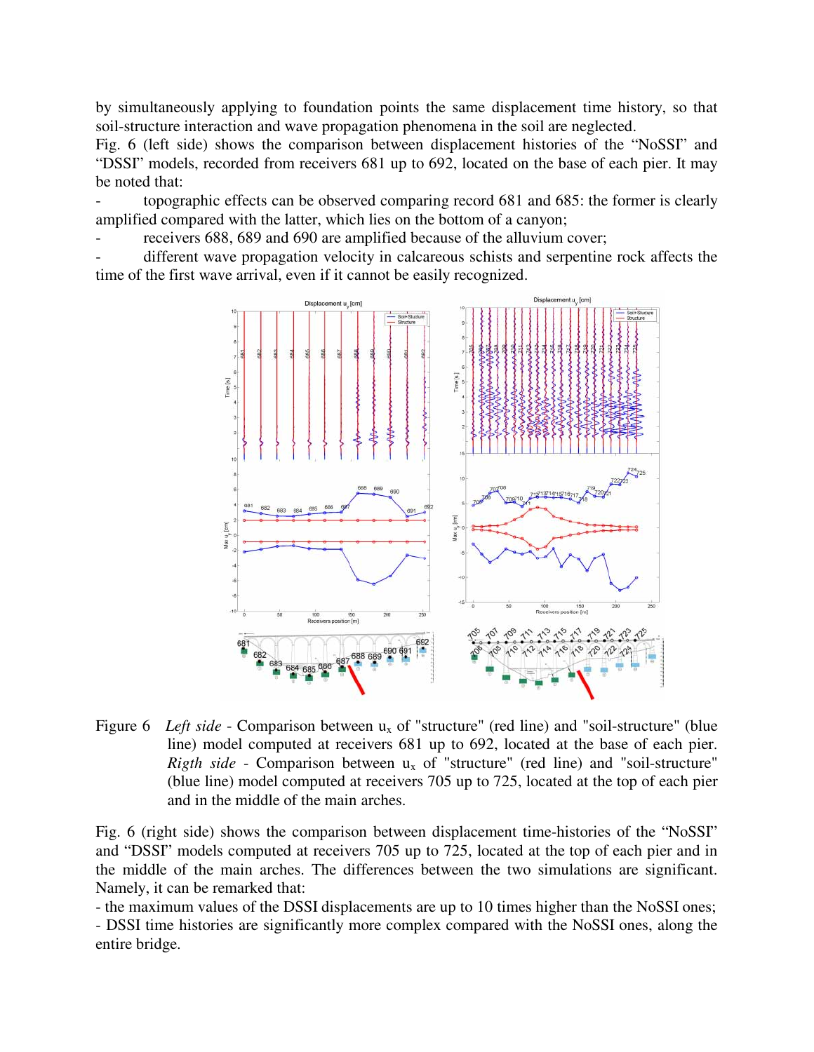by simultaneously applying to foundation points the same displacement time history, so that soil-structure interaction and wave propagation phenomena in the soil are neglected.

Fig. 6 (left side) shows the comparison between displacement histories of the “NoSSI” and “DSSI” models, recorded from receivers 681 up to 692, located on the base of each pier. It may be noted that:

- topographic effects can be observed comparing record 681 and 685: the former is clearly amplified compared with the latter, which lies on the bottom of a canyon;
- receivers 688, 689 and 690 are amplified because of the alluvium cover;
- different wave propagation velocity in calcareous schists and serpentine rock affects the time of the first wave arrival, even if it cannot be easily recognized.

Figure 6 *Left side* - Comparison between $u_x$ of "structure" (red line) and "soil-structure" (blue line) model computed at receivers 681 up to 692, located at the base of each pier. *Rigth side* - Comparison between $u_x$ of "structure" (red line) and "soil-structure" (blue line) model computed at receivers 705 up to 725, located at the top of each pier and in the middle of the main arches.

Fig. 6 (right side) shows the comparison between displacement time-histories of the “NoSSI” and “DSSI” models computed at receivers 705 up to 725, located at the top of each pier and in the middle of the main arches. The differences between the two simulations are significant. Namely, it can be remarked that:

- the maximum values of the DSSI displacements are up to 10 times higher than the NoSSI ones;
- DSSI time histories are significantly more complex compared with the NoSSI ones, along the entire bridge.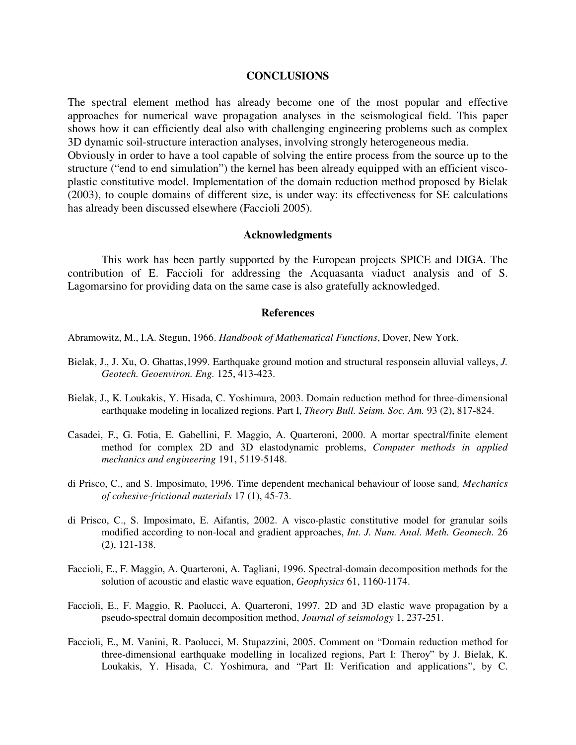## CONCLUSIONS

The spectral element method has already become one of the most popular and effective approaches for numerical wave propagation analyses in the seismological field. This paper shows how it can efficiently deal also with challenging engineering problems such as complex 3D dynamic soil-structure interaction analyses, involving strongly heterogeneous media.
Obviously in order to have a tool capable of solving the entire process from the source up to the structure ("end to end simulation") the kernel has been already equipped with an efficient visco-plastic constitutive model. Implementation of the domain reduction method proposed by Bielak (2003), to couple domains of different size, is under way: its effectiveness for SE calculations has already been discussed elsewhere (Faccioli 2005).

### Acknowledgments

This work has been partly supported by the European projects SPICE and DIGA. The contribution of E. Faccioli for addressing the Acquasanta viaduct analysis and of S. Lagomarsino for providing data on the same case is also gratefully acknowledged.

### References

Abramowitz, M., I.A. Stegun, 1966. *Handbook of Mathematical Functions*, Dover, New York.

Bielak, J., J. Xu, O. Ghattas,1999. Earthquake ground motion and structural responsein alluvial valleys, *J. Geotech. Geoenviron. Eng.* 125, 413-423.

Bielak, J., K. Loukakis, Y. Hisada, C. Yoshimura, 2003. Domain reduction method for three-dimensional earthquake modeling in localized regions. Part I, *Theory Bull. Seism. Soc. Am.* 93 (2), 817-824.

Casadei, F., G. Fotia, E. Gabellini, F. Maggio, A. Quarteroni, 2000. A mortar spectral/finite element method for complex 2D and 3D elastodynamic problems, *Computer methods in applied mechanics and engineering* 191, 5119-5148.

di Prisco, C., and S. Imposimato, 1996. Time dependent mechanical behaviour of loose sand*, Mechanics of cohesive-frictional materials* 17 (1), 45-73.

di Prisco, C., S. Imposimato, E. Aifantis, 2002. A visco-plastic constitutive model for granular soils modified according to non-local and gradient approaches, *Int. J. Num. Anal. Meth. Geomech.* 26 (2), 121-138.

Faccioli, E., F. Maggio, A. Quarteroni, A. Tagliani, 1996. Spectral-domain decomposition methods for the solution of acoustic and elastic wave equation, *Geophysics* 61, 1160-1174.

Faccioli, E., F. Maggio, R. Paolucci, A. Quarteroni, 1997. 2D and 3D elastic wave propagation by a pseudo-spectral domain decomposition method, *Journal of seismology* 1, 237-251.

Faccioli, E., M. Vanini, R. Paolucci, M. Stupazzini, 2005. Comment on "Domain reduction method for three-dimensional earthquake modelling in localized regions, Part I: Theroy" by J. Bielak, K. Loukakis, Y. Hisada, C. Yoshimura, and "Part II: Verification and applications", by C.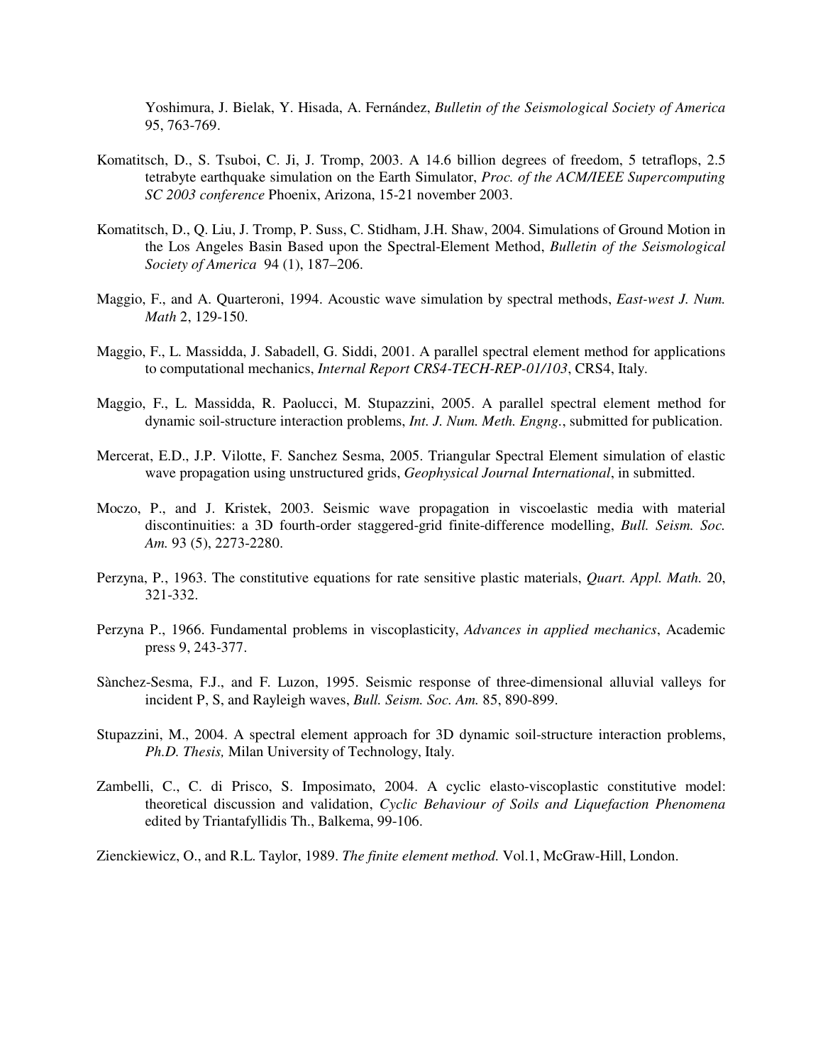Yoshimura, J. Bielak, Y. Hisada, A. Fernández, *Bulletin of the Seismological Society of America* 95, 763-769.

Komatitsch, D., S. Tsuboi, C. Ji, J. Tromp, 2003. A 14.6 billion degrees of freedom, 5 tetraflops, 2.5 tetrabyte earthquake simulation on the Earth Simulator, *Proc. of the ACM/IEEE Supercomputing SC 2003 conference* Phoenix, Arizona, 15-21 november 2003.

Komatitsch, D., Q. Liu, J. Tromp, P. Suss, C. Stidham, J.H. Shaw, 2004. Simulations of Ground Motion in the Los Angeles Basin Based upon the Spectral-Element Method, *Bulletin of the Seismological Society of America* 94 (1), 187–206.

Maggio, F., and A. Quarteroni, 1994. Acoustic wave simulation by spectral methods, *East-west J. Num. Math* 2, 129-150.

Maggio, F., L. Massidda, J. Sabadell, G. Siddi, 2001. A parallel spectral element method for applications to computational mechanics, *Internal Report CRS4-TECH-REP-01/103*, CRS4, Italy.

Maggio, F., L. Massidda, R. Paolucci, M. Stupazzini, 2005. A parallel spectral element method for dynamic soil-structure interaction problems, *Int. J. Num. Meth. Engng.*, submitted for publication.

Mercerat, E.D., J.P. Vilotte, F. Sanchez Sesma, 2005. Triangular Spectral Element simulation of elastic wave propagation using unstructured grids, *Geophysical Journal International*, in submitted.

Moczo, P., and J. Kristek, 2003. Seismic wave propagation in viscoelastic media with material discontinuities: a 3D fourth-order staggered-grid finite-difference modelling, *Bull. Seism. Soc. Am.* 93 (5), 2273-2280.

Perzyna, P., 1963. The constitutive equations for rate sensitive plastic materials, *Quart. Appl. Math.* 20, 321-332.

Perzyna P., 1966. Fundamental problems in viscoplasticity, *Advances in applied mechanics*, Academic press 9, 243-377.

Sànchez-Sesma, F.J., and F. Luzon, 1995. Seismic response of three-dimensional alluvial valleys for incident P, S, and Rayleigh waves, *Bull. Seism. Soc. Am.* 85, 890-899.

Stupazzini, M., 2004. A spectral element approach for 3D dynamic soil-structure interaction problems, *Ph.D. Thesis,* Milan University of Technology, Italy.

Zambelli, C., C. di Prisco, S. Imposimato, 2004. A cyclic elasto-viscoplastic constitutive model: theoretical discussion and validation, *Cyclic Behaviour of Soils and Liquefaction Phenomena* edited by Triantafyllidis Th., Balkema, 99-106.

Zienckiewicz, O., and R.L. Taylor, 1989. *The finite element method.* Vol.1, McGraw-Hill, London.